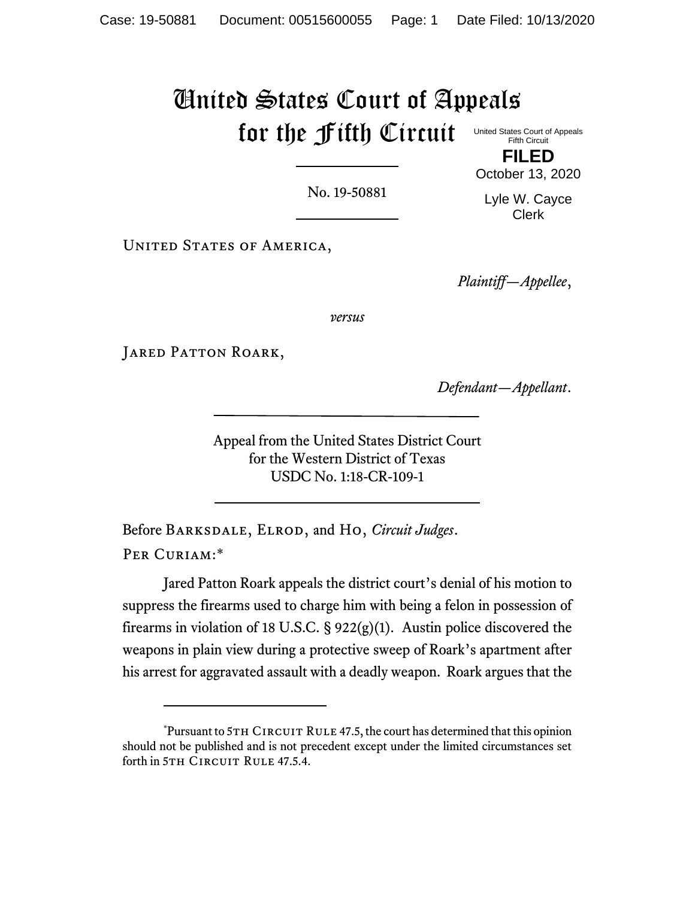# United States Court of Appeals for the Fifth Circuit

United States Court of Appeals
Fifth Circuit

**FILED**

October 13, 2020

Lyle W. Cayce
Clerk

No. 19-50881

United States of America,

*Plaintiff—Appellee*,

*versus*

Jared Patton Roark,

*Defendant—Appellant*.

Appeal from the United States District Court
for the Western District of Texas
USDC No. 1:18-CR-109-1

Before Barksdale, Elrod, and Ho, *Circuit Judges*.

Per Curiam:*

Jared Patton Roark appeals the district court's denial of his motion to suppress the firearms used to charge him with being a felon in possession of firearms in violation of 18 U.S.C. § 922(g)(1). Austin police discovered the weapons in plain view during a protective sweep of Roark's apartment after his arrest for aggravated assault with a deadly weapon. Roark argues that the

---

*Pursuant to 5th Circuit Rule 47.5, the court has determined that this opinion should not be published and is not precedent except under the limited circumstances set forth in 5th Circuit Rule 47.5.4.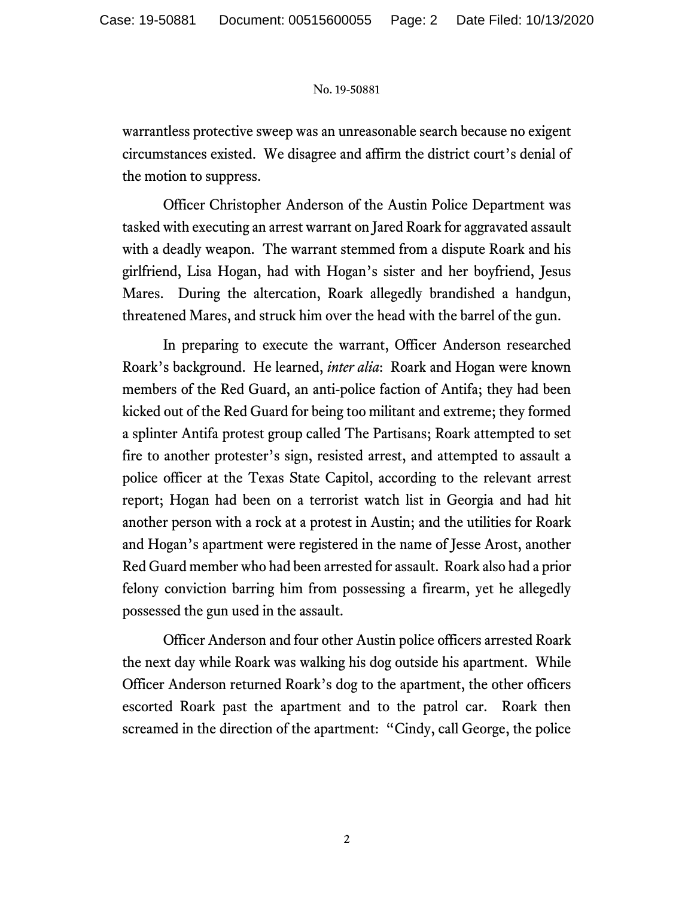warrantless protective sweep was an unreasonable search because no exigent circumstances existed. We disagree and affirm the district court's denial of the motion to suppress.

Officer Christopher Anderson of the Austin Police Department was tasked with executing an arrest warrant on Jared Roark for aggravated assault with a deadly weapon. The warrant stemmed from a dispute Roark and his girlfriend, Lisa Hogan, had with Hogan's sister and her boyfriend, Jesus Mares. During the altercation, Roark allegedly brandished a handgun, threatened Mares, and struck him over the head with the barrel of the gun.

In preparing to execute the warrant, Officer Anderson researched Roark's background. He learned, *inter alia*: Roark and Hogan were known members of the Red Guard, an anti-police faction of Antifa; they had been kicked out of the Red Guard for being too militant and extreme; they formed a splinter Antifa protest group called The Partisans; Roark attempted to set fire to another protester's sign, resisted arrest, and attempted to assault a police officer at the Texas State Capitol, according to the relevant arrest report; Hogan had been on a terrorist watch list in Georgia and had hit another person with a rock at a protest in Austin; and the utilities for Roark and Hogan's apartment were registered in the name of Jesse Arost, another Red Guard member who had been arrested for assault. Roark also had a prior felony conviction barring him from possessing a firearm, yet he allegedly possessed the gun used in the assault.

Officer Anderson and four other Austin police officers arrested Roark the next day while Roark was walking his dog outside his apartment. While Officer Anderson returned Roark's dog to the apartment, the other officers escorted Roark past the apartment and to the patrol car. Roark then screamed in the direction of the apartment: "Cindy, call George, the police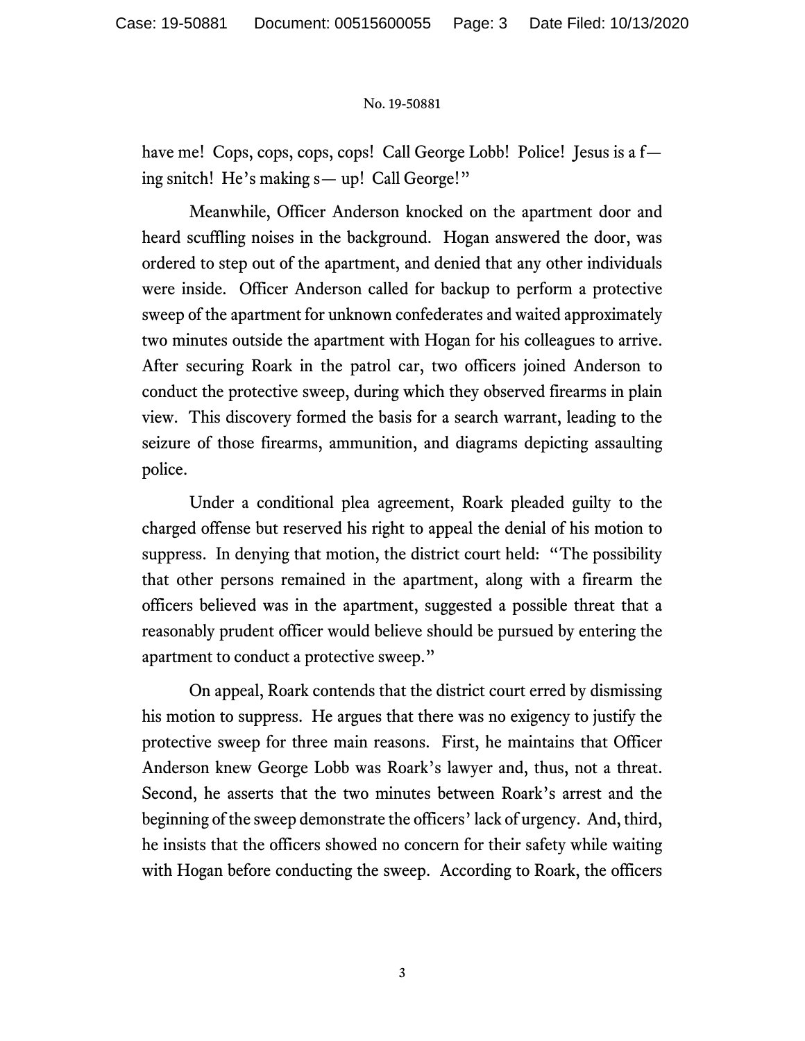have me! Cops, cops, cops, cops! Call George Lobb! Police! Jesus is a f—ing snitch! He's making s— up! Call George!"

Meanwhile, Officer Anderson knocked on the apartment door and heard scuffling noises in the background. Hogan answered the door, was ordered to step out of the apartment, and denied that any other individuals were inside. Officer Anderson called for backup to perform a protective sweep of the apartment for unknown confederates and waited approximately two minutes outside the apartment with Hogan for his colleagues to arrive. After securing Roark in the patrol car, two officers joined Anderson to conduct the protective sweep, during which they observed firearms in plain view. This discovery formed the basis for a search warrant, leading to the seizure of those firearms, ammunition, and diagrams depicting assaulting police.

Under a conditional plea agreement, Roark pleaded guilty to the charged offense but reserved his right to appeal the denial of his motion to suppress. In denying that motion, the district court held: "The possibility that other persons remained in the apartment, along with a firearm the officers believed was in the apartment, suggested a possible threat that a reasonably prudent officer would believe should be pursued by entering the apartment to conduct a protective sweep."

On appeal, Roark contends that the district court erred by dismissing his motion to suppress. He argues that there was no exigency to justify the protective sweep for three main reasons. First, he maintains that Officer Anderson knew George Lobb was Roark's lawyer and, thus, not a threat. Second, he asserts that the two minutes between Roark's arrest and the beginning of the sweep demonstrate the officers' lack of urgency. And, third, he insists that the officers showed no concern for their safety while waiting with Hogan before conducting the sweep. According to Roark, the officers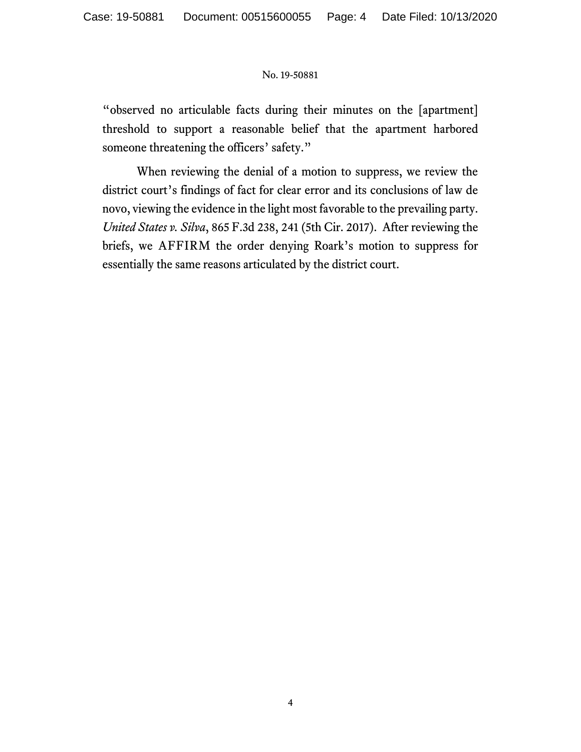"observed no articulable facts during their minutes on the [apartment] threshold to support a reasonable belief that the apartment harbored someone threatening the officers' safety."

When reviewing the denial of a motion to suppress, we review the district court's findings of fact for clear error and its conclusions of law de novo, viewing the evidence in the light most favorable to the prevailing party. *United States v. Silva*, 865 F.3d 238, 241 (5th Cir. 2017). After reviewing the briefs, we AFFIRM the order denying Roark's motion to suppress for essentially the same reasons articulated by the district court.